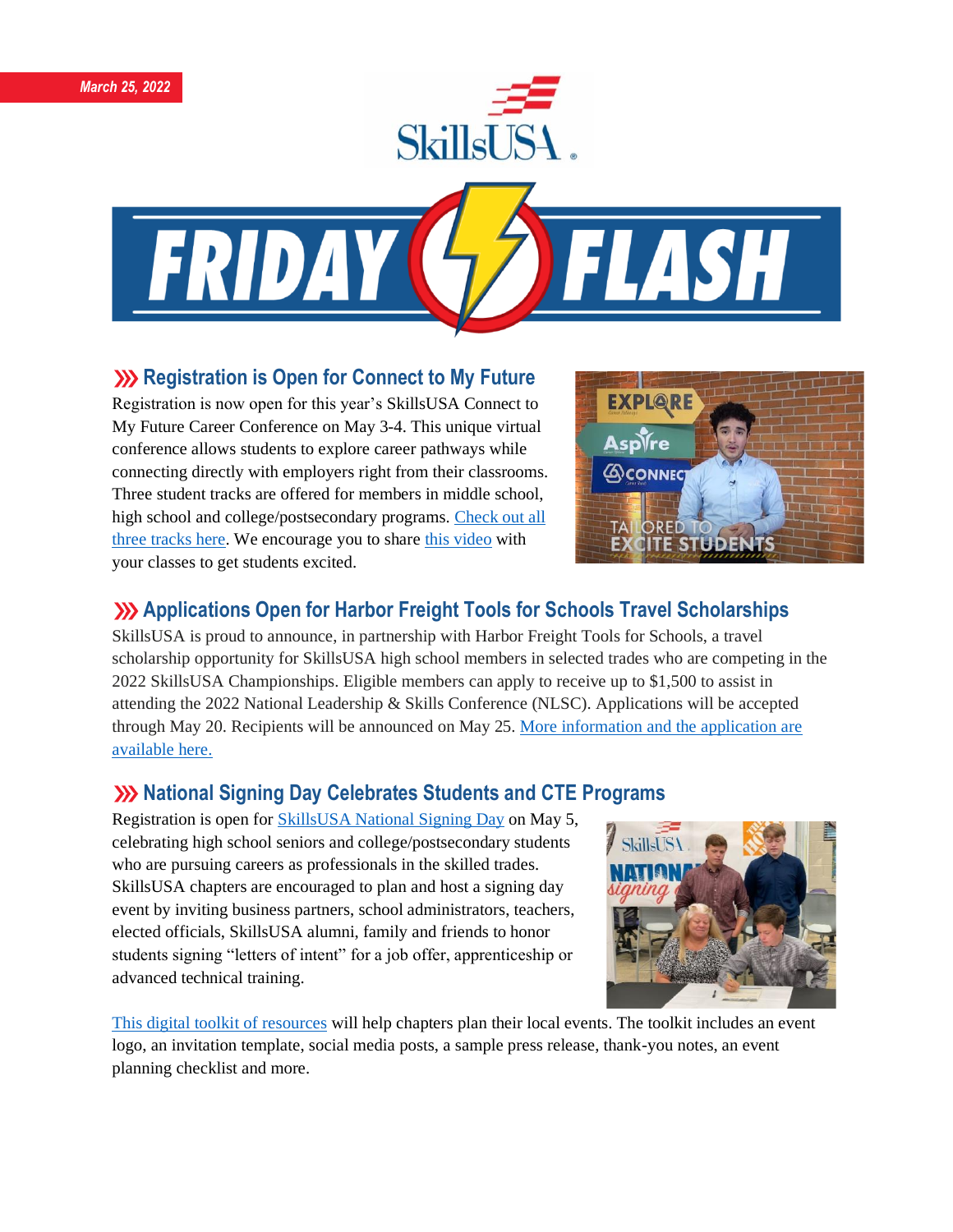*March 25, 2022*

# FRIDAY FLASH

## ››› Registration is Open for Connect to My Future

Registration is now open for this year's SkillsUSA Connect to My Future Career Conference on May 3-4. This unique virtual conference allows students to explore career pathways while connecting directly with employers right from their classrooms. Three student tracks are offered for members in middle school, high school and college/postsecondary programs. Check out all three tracks here. We encourage you to share this video with your classes to get students excited.

## ››› Applications Open for Harbor Freight Tools for Schools Travel Scholarships

SkillsUSA is proud to announce, in partnership with Harbor Freight Tools for Schools, a travel scholarship opportunity for SkillsUSA high school members in selected trades who are competing in the 2022 SkillsUSA Championships. Eligible members can apply to receive up to $1,500 to assist in attending the 2022 National Leadership & Skills Conference (NLSC). Applications will be accepted through May 20. Recipients will be announced on May 25. More information and the application are available here.

## ››› National Signing Day Celebrates Students and CTE Programs

Registration is open for SkillsUSA National Signing Day on May 5, celebrating high school seniors and college/postsecondary students who are pursuing careers as professionals in the skilled trades. SkillsUSA chapters are encouraged to plan and host a signing day event by inviting business partners, school administrators, teachers, elected officials, SkillsUSA alumni, family and friends to honor students signing "letters of intent" for a job offer, apprenticeship or advanced technical training.

This digital toolkit of resources will help chapters plan their local events. The toolkit includes an event logo, an invitation template, social media posts, a sample press release, thank-you notes, an event planning checklist and more.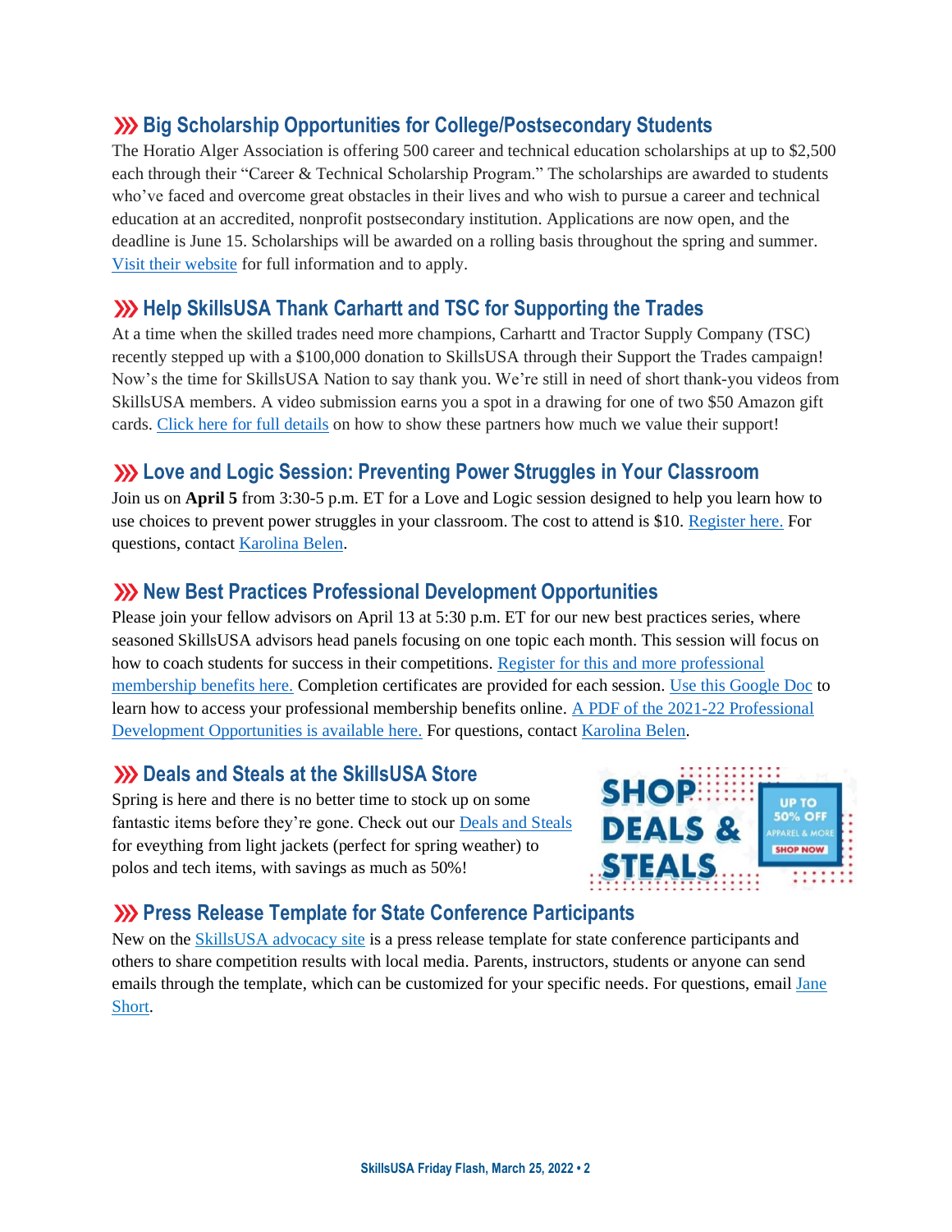## ⟩⟩⟩ Big Scholarship Opportunities for College/Postsecondary Students

The Horatio Alger Association is offering 500 career and technical education scholarships at up to $2,500 each through their "Career & Technical Scholarship Program." The scholarships are awarded to students who've faced and overcome great obstacles in their lives and who wish to pursue a career and technical education at an accredited, nonprofit postsecondary institution. Applications are now open, and the deadline is June 15. Scholarships will be awarded on a rolling basis throughout the spring and summer. Visit their website for full information and to apply.

## ⟩⟩⟩ Help SkillsUSA Thank Carhartt and TSC for Supporting the Trades

At a time when the skilled trades need more champions, Carhartt and Tractor Supply Company (TSC) recently stepped up with a $100,000 donation to SkillsUSA through their Support the Trades campaign! Now's the time for SkillsUSA Nation to say thank you. We're still in need of short thank-you videos from SkillsUSA members. A video submission earns you a spot in a drawing for one of two $50 Amazon gift cards. Click here for full details on how to show these partners how much we value their support!

## ⟩⟩⟩ Love and Logic Session: Preventing Power Struggles in Your Classroom

Join us on **April 5** from 3:30-5 p.m. ET for a Love and Logic session designed to help you learn how to use choices to prevent power struggles in your classroom. The cost to attend is $10. Register here. For questions, contact Karolina Belen.

## ⟩⟩⟩ New Best Practices Professional Development Opportunities

Please join your fellow advisors on April 13 at 5:30 p.m. ET for our new best practices series, where seasoned SkillsUSA advisors head panels focusing on one topic each month. This session will focus on how to coach students for success in their competitions. Register for this and more professional membership benefits here. Completion certificates are provided for each session. Use this Google Doc to learn how to access your professional membership benefits online. A PDF of the 2021-22 Professional Development Opportunities is available here. For questions, contact Karolina Belen.

## ⟩⟩⟩ Deals and Steals at the SkillsUSA Store

Spring is here and there is no better time to stock up on some fantastic items before they're gone. Check out our Deals and Steals for eveything from light jackets (perfect for spring weather) to polos and tech items, with savings as much as 50%!

## ⟩⟩⟩ Press Release Template for State Conference Participants

New on the SkillsUSA advocacy site is a press release template for state conference participants and others to share competition results with local media. Parents, instructors, students or anyone can send emails through the template, which can be customized for your specific needs. For questions, email Jane Short.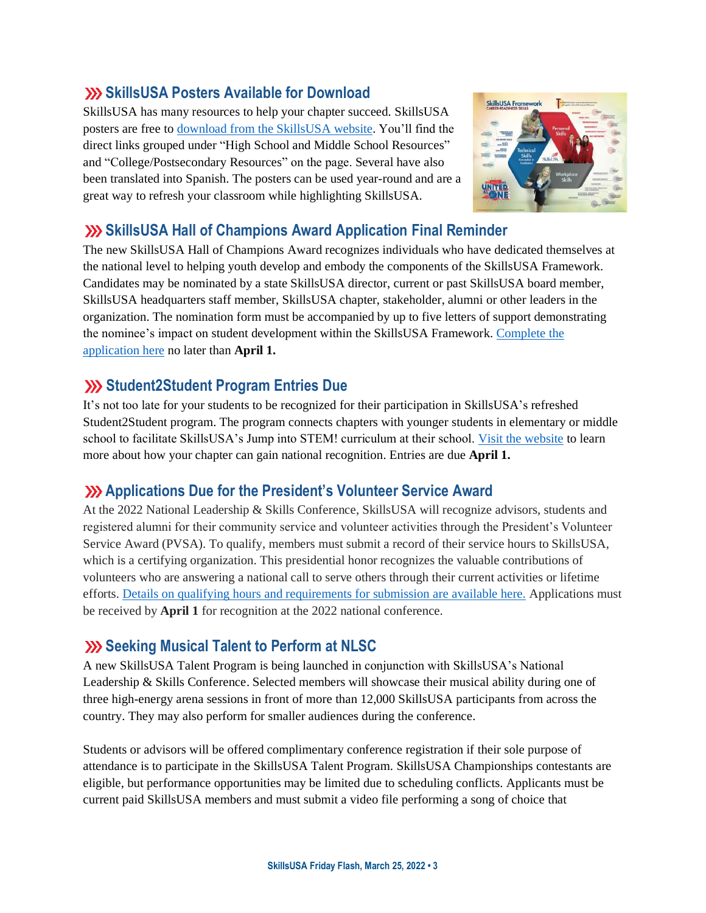## SkillsUSA Posters Available for Download

SkillsUSA has many resources to help your chapter succeed. SkillsUSA posters are free to download from the SkillsUSA website. You'll find the direct links grouped under "High School and Middle School Resources" and "College/Postsecondary Resources" on the page. Several have also been translated into Spanish. The posters can be used year-round and are a great way to refresh your classroom while highlighting SkillsUSA.

## SkillsUSA Hall of Champions Award Application Final Reminder

The new SkillsUSA Hall of Champions Award recognizes individuals who have dedicated themselves at the national level to helping youth develop and embody the components of the SkillsUSA Framework. Candidates may be nominated by a state SkillsUSA director, current or past SkillsUSA board member, SkillsUSA headquarters staff member, SkillsUSA chapter, stakeholder, alumni or other leaders in the organization. The nomination form must be accompanied by up to five letters of support demonstrating the nominee's impact on student development within the SkillsUSA Framework. Complete the application here no later than **April 1.**

## Student2Student Program Entries Due

It's not too late for your students to be recognized for their participation in SkillsUSA's refreshed Student2Student program. The program connects chapters with younger students in elementary or middle school to facilitate SkillsUSA's Jump into STEM! curriculum at their school. Visit the website to learn more about how your chapter can gain national recognition. Entries are due **April 1.**

## Applications Due for the President's Volunteer Service Award

At the 2022 National Leadership & Skills Conference, SkillsUSA will recognize advisors, students and registered alumni for their community service and volunteer activities through the President's Volunteer Service Award (PVSA). To qualify, members must submit a record of their service hours to SkillsUSA, which is a certifying organization. This presidential honor recognizes the valuable contributions of volunteers who are answering a national call to serve others through their current activities or lifetime efforts. Details on qualifying hours and requirements for submission are available here. Applications must be received by **April 1** for recognition at the 2022 national conference.

## Seeking Musical Talent to Perform at NLSC

A new SkillsUSA Talent Program is being launched in conjunction with SkillsUSA's National Leadership & Skills Conference. Selected members will showcase their musical ability during one of three high-energy arena sessions in front of more than 12,000 SkillsUSA participants from across the country. They may also perform for smaller audiences during the conference.

Students or advisors will be offered complimentary conference registration if their sole purpose of attendance is to participate in the SkillsUSA Talent Program. SkillsUSA Championships contestants are eligible, but performance opportunities may be limited due to scheduling conflicts. Applicants must be current paid SkillsUSA members and must submit a video file performing a song of choice that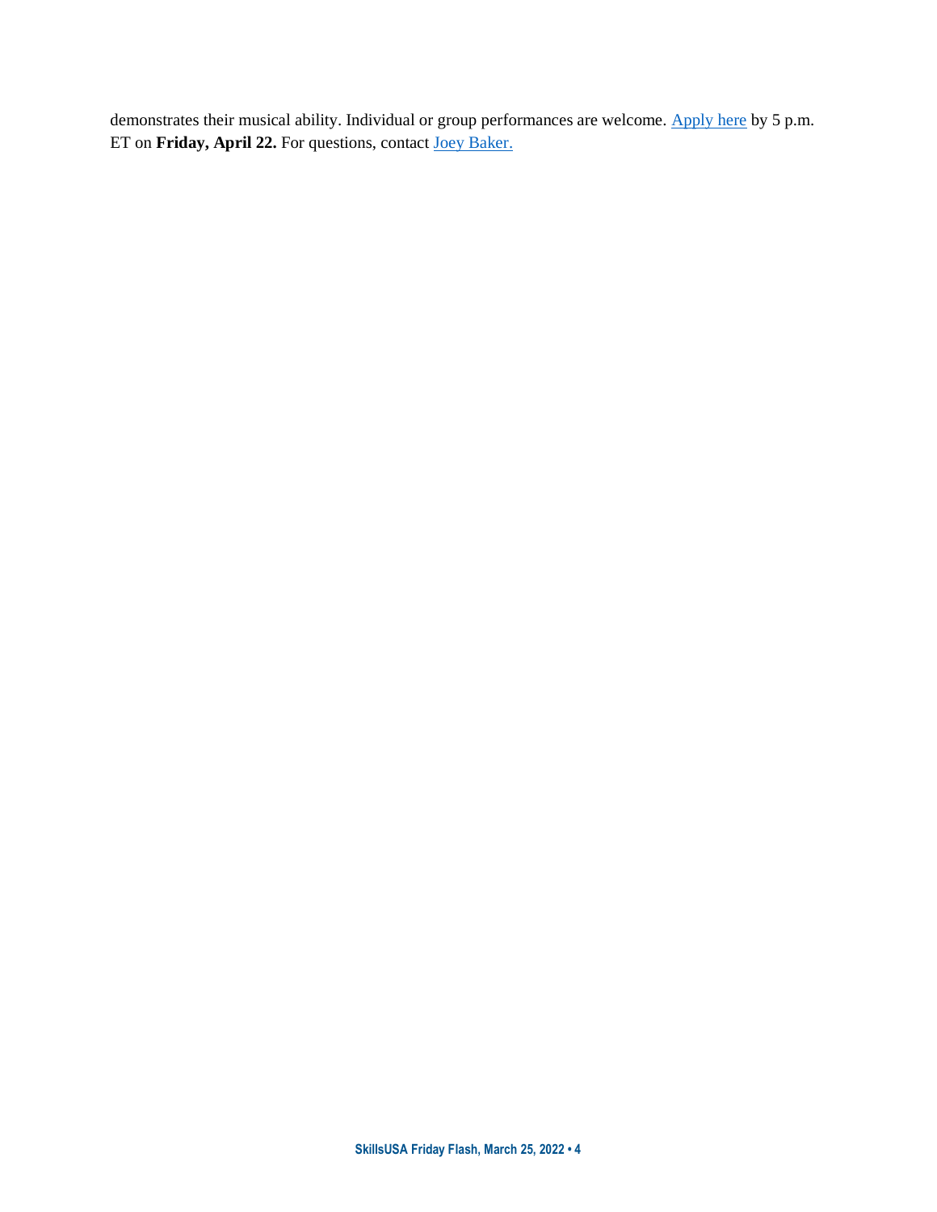demonstrates their musical ability. Individual or group performances are welcome. Apply here by 5 p.m. ET on **Friday, April 22.** For questions, contact Joey Baker.